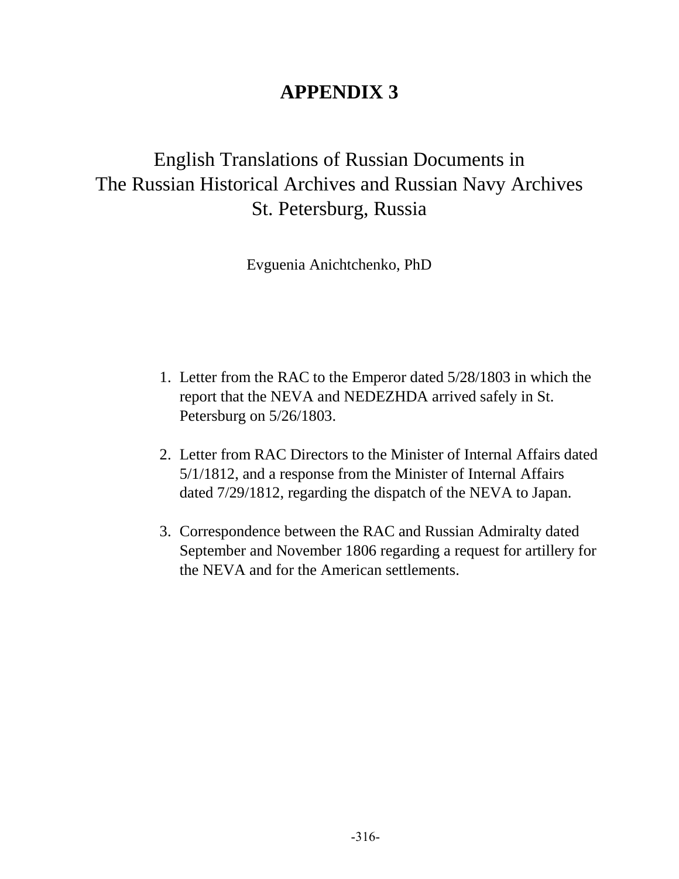# APPENDIX 3

## English Translations of Russian Documents in The Russian Historical Archives and Russian Navy Archives St. Petersburg, Russia

Evguenia Anichtchenko, PhD

1. Letter from the RAC to the Emperor dated 5/28/1803 in which the report that the NEVA and NEDEZHDA arrived safely in St. Petersburg on 5/26/1803.

2. Letter from RAC Directors to the Minister of Internal Affairs dated 5/1/1812, and a response from the Minister of Internal Affairs dated 7/29/1812, regarding the dispatch of the NEVA to Japan.

3. Correspondence between the RAC and Russian Admiralty dated September and November 1806 regarding a request for artillery for the NEVA and for the American settlements.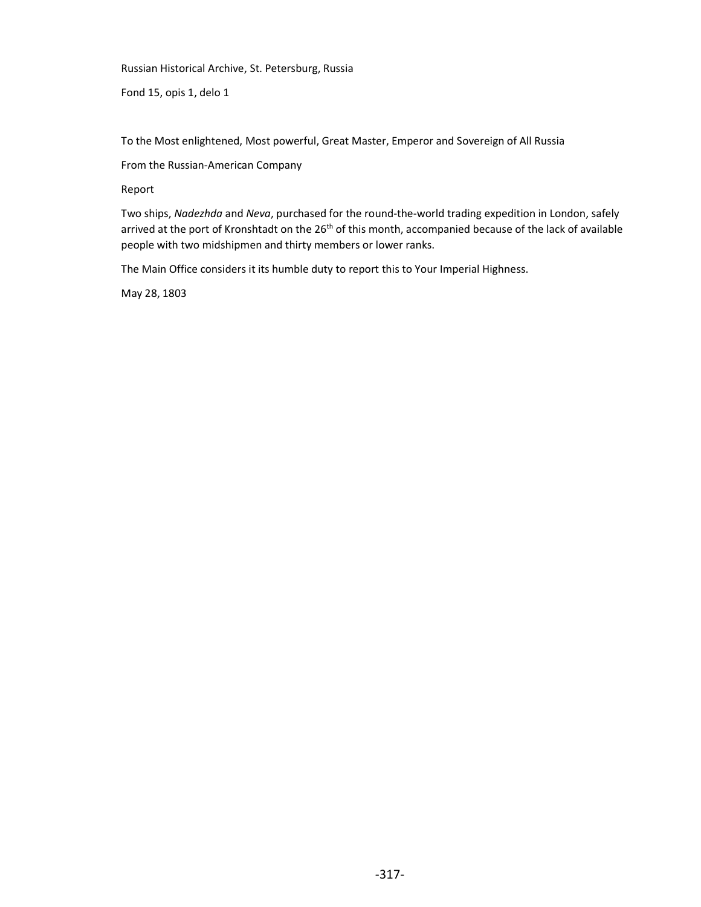Russian Historical Archive, St. Petersburg, Russia

Fond 15, opis 1, delo 1

To the Most enlightened, Most powerful, Great Master, Emperor and Sovereign of All Russia

From the Russian-American Company

Report

Two ships, *Nadezhda* and *Neva*, purchased for the round-the-world trading expedition in London, safely arrived at the port of Kronshtadt on the 26th of this month, accompanied because of the lack of available people with two midshipmen and thirty members or lower ranks.

The Main Office considers it its humble duty to report this to Your Imperial Highness.

May 28, 1803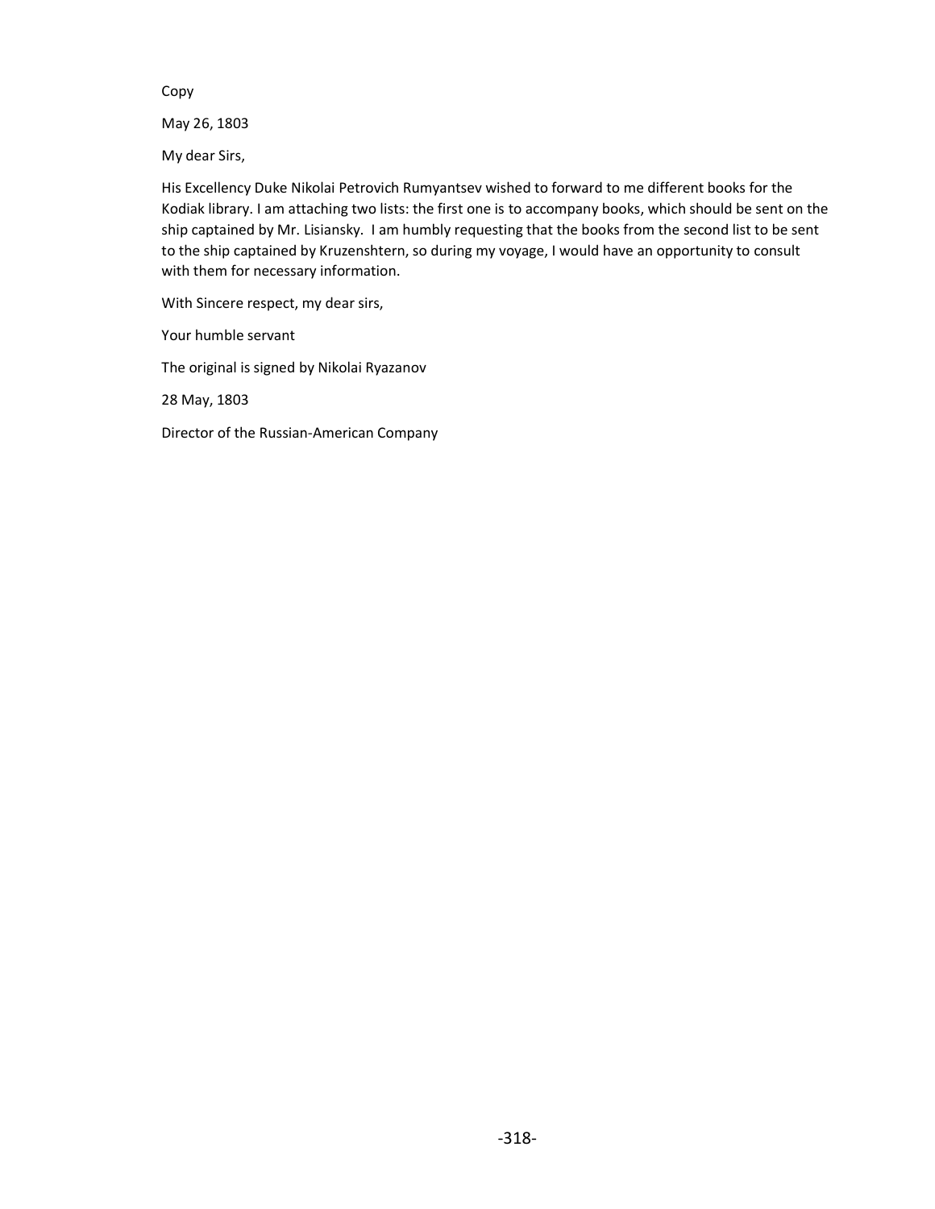Copy

May 26, 1803

My dear Sirs,

His Excellency Duke Nikolai Petrovich Rumyantsev wished to forward to me different books for the Kodiak library. I am attaching two lists: the first one is to accompany books, which should be sent on the ship captained by Mr. Lisiansky. I am humbly requesting that the books from the second list to be sent to the ship captained by Kruzenshtern, so during my voyage, I would have an opportunity to consult with them for necessary information.

With Sincere respect, my dear sirs,

Your humble servant

The original is signed by Nikolai Ryazanov

28 May, 1803

Director of the Russian-American Company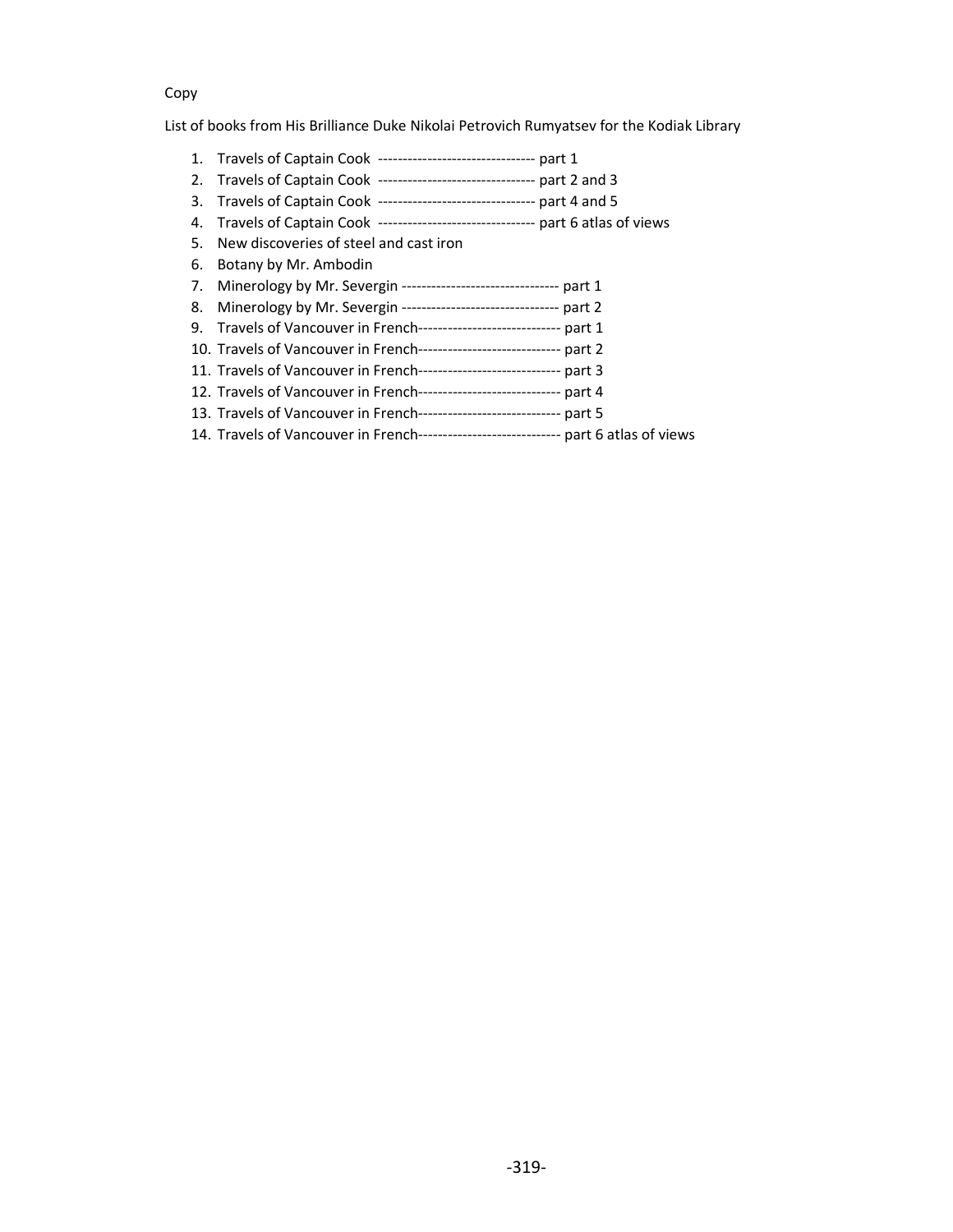Copy

List of books from His Brilliance Duke Nikolai Petrovich Rumyatsev for the Kodiak Library

1. Travels of Captain Cook -------------------------------- part 1
2. Travels of Captain Cook -------------------------------- part 2 and 3
3. Travels of Captain Cook -------------------------------- part 4 and 5
4. Travels of Captain Cook -------------------------------- part 6 atlas of views
5. New discoveries of steel and cast iron
6. Botany by Mr. Ambodin
7. Minerology by Mr. Severgin -------------------------------- part 1
8. Minerology by Mr. Severgin -------------------------------- part 2
9. Travels of Vancouver in French----------------------------- part 1
10. Travels of Vancouver in French----------------------------- part 2
11. Travels of Vancouver in French----------------------------- part 3
12. Travels of Vancouver in French----------------------------- part 4
13. Travels of Vancouver in French----------------------------- part 5
14. Travels of Vancouver in French----------------------------- part 6 atlas of views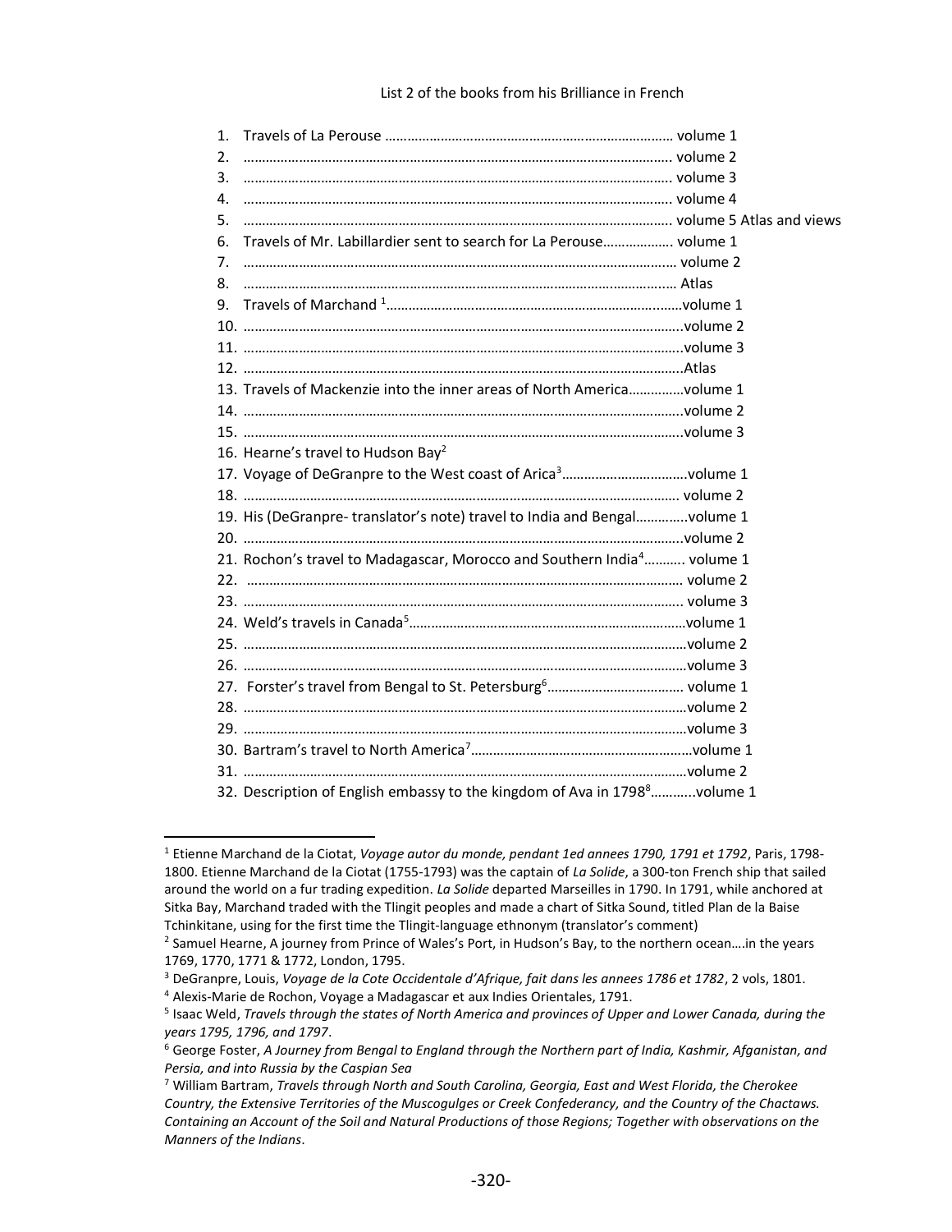List 2 of the books from his Brilliance in French

1. Travels of La Perouse …………………………………………………………………… volume 1
2. ……………………………………………………………………………………………… volume 2
3. ……………………………………………………………………………………………… volume 3
4. ……………………………………………………………………………………………… volume 4
5. ……………………………………………………………………………………………… volume 5 Atlas and views
6. Travels of Mr. Labillardier sent to search for La Perouse………………. volume 1
7. ……………………………………………………………………………………………… volume 2
8. ……………………………………………………………………………………………… Atlas
9. Travels of Marchand [1]……………………………………………………………………volume 1
10. ………………………………………………………………………………………………volume 2
11. ………………………………………………………………………………………………volume 3
12. ………………………………………………………………………………………………Atlas
13. Travels of Mackenzie into the inner areas of North America……………volume 1
14. ………………………………………………………………………………………………volume 2
15. ………………………………………………………………………………………………volume 3
16. Hearne's travel to Hudson Bay[2]
17. Voyage of DeGranpre to the West coast of Arica[3]……………………………volume 1
18. ……………………………………………………………………………………………… volume 2
19. His (DeGranpre- translator's note) travel to India and Bengal…………..volume 1
20. ………………………………………………………………………………………………volume 2
21. Rochon's travel to Madagascar, Morocco and Southern India[4]……….. volume 1
22. ……………………………………………………………………………………………… volume 2
23. ……………………………………………………………………………………………… volume 3
24. Weld's travels in Canada[5]……………………………………………………………volume 1
25. ………………………………………………………………………………………………volume 2
26. ………………………………………………………………………………………………volume 3
27. Forster's travel from Bengal to St. Petersburg[6]……………………………… volume 1
28. ………………………………………………………………………………………………volume 2
29. ………………………………………………………………………………………………volume 3
30. Bartram's travel to North America[7]……………………………………………………volume 1
31. ………………………………………………………………………………………………volume 2
32. Description of English embassy to the kingdom of Ava in 1798[8]………..volume 1

---

[1] Etienne Marchand de la Ciotat, *Voyage autor du monde, pendant 1ed annees 1790, 1791 et 1792*, Paris, 1798-1800. Etienne Marchand de la Ciotat (1755-1793) was the captain of *La Solide*, a 300-ton French ship that sailed around the world on a fur trading expedition. *La Solide* departed Marseilles in 1790. In 1791, while anchored at Sitka Bay, Marchand traded with the Tlingit peoples and made a chart of Sitka Sound, titled Plan de la Baise Tchinkitane, using for the first time the Tlingit-language ethnonym (translator's comment)

[2] Samuel Hearne, A journey from Prince of Wales's Port, in Hudson's Bay, to the northern ocean….in the years 1769, 1770, 1771 & 1772, London, 1795.

[3] DeGranpre, Louis, *Voyage de la Cote Occidentale d'Afrique, fait dans les annees 1786 et 1782*, 2 vols, 1801.

[4] Alexis-Marie de Rochon, Voyage a Madagascar et aux Indies Orientales, 1791.

[5] Isaac Weld, *Travels through the states of North America and provinces of Upper and Lower Canada, during the years 1795, 1796, and 1797*.

[6] George Foster, *A Journey from Bengal to England through the Northern part of India, Kashmir, Afganistan, and Persia, and into Russia by the Caspian Sea*

[7] William Bartram, *Travels through North and South Carolina, Georgia, East and West Florida, the Cherokee Country, the Extensive Territories of the Muscogulges or Creek Confederancy, and the Country of the Chactaws. Containing an Account of the Soil and Natural Productions of those Regions; Together with observations on the Manners of the Indians*.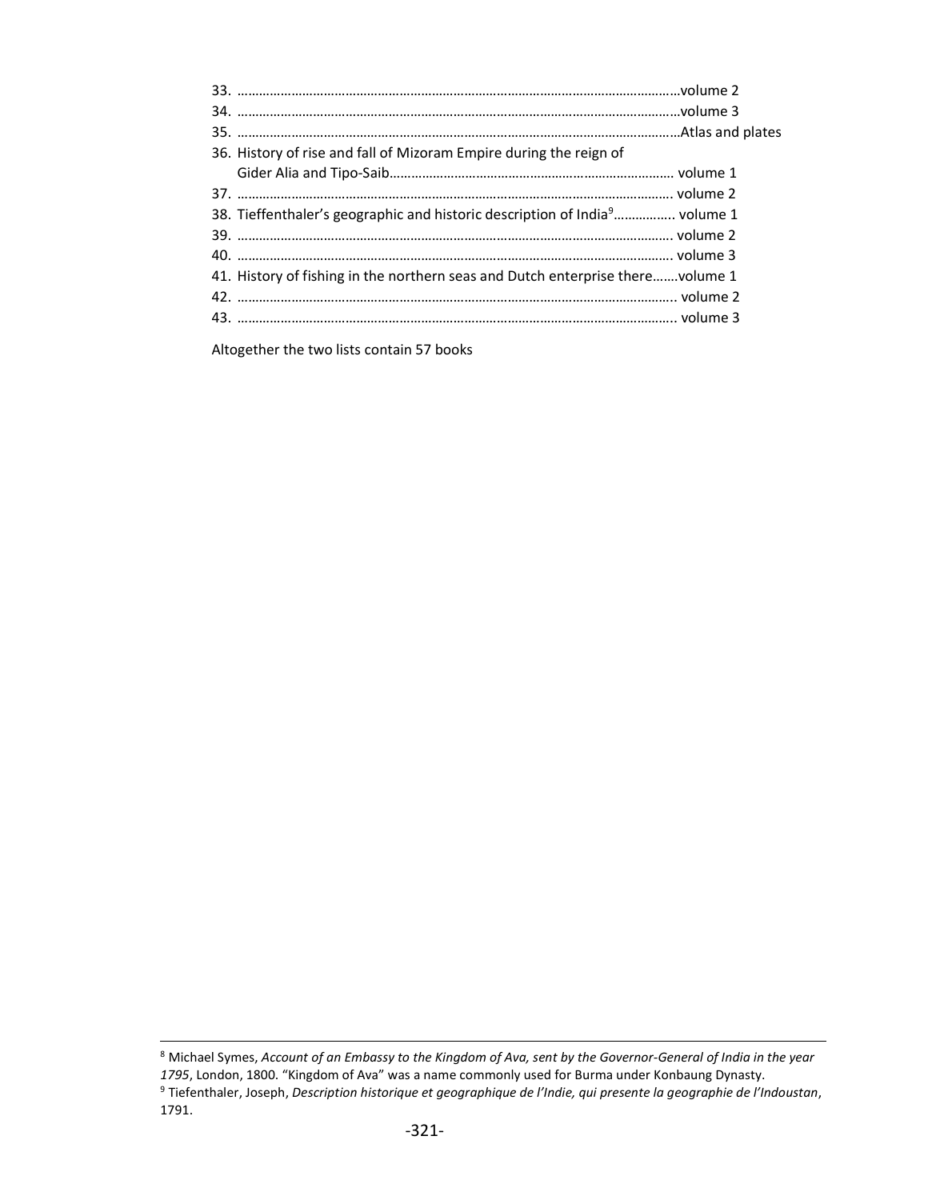33. ……………………………………………………………………………………………………volume 2
34. ……………………………………………………………………………………………………volume 3
35. ……………………………………………………………………………………………………Atlas and plates
36. History of rise and fall of Mizoram Empire during the reign of Gider Alia and Tipo-Saib……………………………………………………………………… volume 1
37. ……………………………………………………………………………………………………. volume 2
38. Tieffenthaler's geographic and historic description of India[9]…………….. volume 1
39. ……………………………………………………………………………………………………. volume 2
40. ……………………………………………………………………………………………………. volume 3
41. History of fishing in the northern seas and Dutch enterprise there…….volume 1
42. ……………………………………………………………………………………………………. volume 2
43. ……………………………………………………………………………………………………. volume 3

Altogether the two lists contain 57 books

---

[8] Michael Symes, *Account of an Embassy to the Kingdom of Ava, sent by the Governor-General of India in the year 1795*, London, 1800. "Kingdom of Ava" was a name commonly used for Burma under Konbaung Dynasty.

[9] Tiefenthaler, Joseph, *Description historique et geographique de l'Indie, qui presente la geographie de l'Indoustan*, 1791.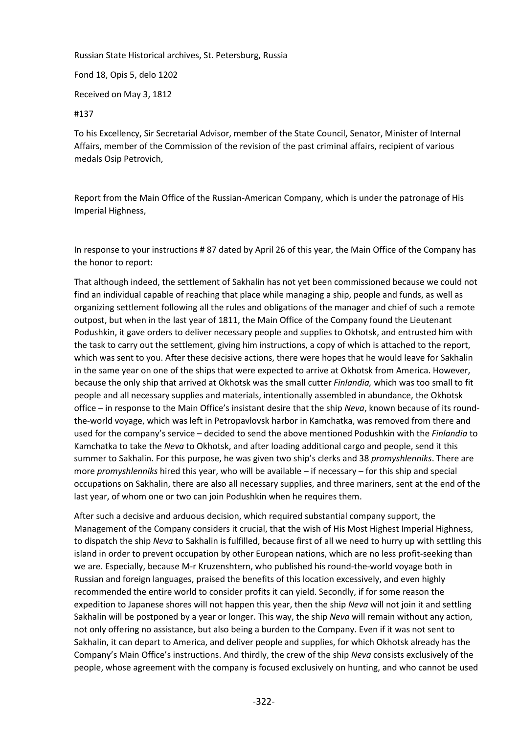Russian State Historical archives, St. Petersburg, Russia

Fond 18, Opis 5, delo 1202

Received on May 3, 1812

#137

To his Excellency, Sir Secretarial Advisor, member of the State Council, Senator, Minister of Internal Affairs, member of the Commission of the revision of the past criminal affairs, recipient of various medals Osip Petrovich,

Report from the Main Office of the Russian-American Company, which is under the patronage of His Imperial Highness,

In response to your instructions # 87 dated by April 26 of this year, the Main Office of the Company has the honor to report:

That although indeed, the settlement of Sakhalin has not yet been commissioned because we could not find an individual capable of reaching that place while managing a ship, people and funds, as well as organizing settlement following all the rules and obligations of the manager and chief of such a remote outpost, but when in the last year of 1811, the Main Office of the Company found the Lieutenant Podushkin, it gave orders to deliver necessary people and supplies to Okhotsk, and entrusted him with the task to carry out the settlement, giving him instructions, a copy of which is attached to the report, which was sent to you. After these decisive actions, there were hopes that he would leave for Sakhalin in the same year on one of the ships that were expected to arrive at Okhotsk from America. However, because the only ship that arrived at Okhotsk was the small cutter *Finlandia,* which was too small to fit people and all necessary supplies and materials, intentionally assembled in abundance, the Okhotsk office – in response to the Main Office's insistant desire that the ship *Neva*, known because of its round-the-world voyage, which was left in Petropavlovsk harbor in Kamchatka, was removed from there and used for the company's service – decided to send the above mentioned Podushkin with the *Finlandia* to Kamchatka to take the *Neva* to Okhotsk, and after loading additional cargo and people, send it this summer to Sakhalin. For this purpose, he was given two ship's clerks and 38 *promyshlenniks*. There are more *promyshlenniks* hired this year, who will be available – if necessary – for this ship and special occupations on Sakhalin, there are also all necessary supplies, and three mariners, sent at the end of the last year, of whom one or two can join Podushkin when he requires them.

After such a decisive and arduous decision, which required substantial company support, the Management of the Company considers it crucial, that the wish of His Most Highest Imperial Highness, to dispatch the ship *Neva* to Sakhalin is fulfilled, because first of all we need to hurry up with settling this island in order to prevent occupation by other European nations, which are no less profit-seeking than we are. Especially, because M-r Kruzenshtern, who published his round-the-world voyage both in Russian and foreign languages, praised the benefits of this location excessively, and even highly recommended the entire world to consider profits it can yield. Secondly, if for some reason the expedition to Japanese shores will not happen this year, then the ship *Neva* will not join it and settling Sakhalin will be postponed by a year or longer. This way, the ship *Neva* will remain without any action, not only offering no assistance, but also being a burden to the Company. Even if it was not sent to Sakhalin, it can depart to America, and deliver people and supplies, for which Okhotsk already has the Company's Main Office's instructions. And thirdly, the crew of the ship *Neva* consists exclusively of the people, whose agreement with the company is focused exclusively on hunting, and who cannot be used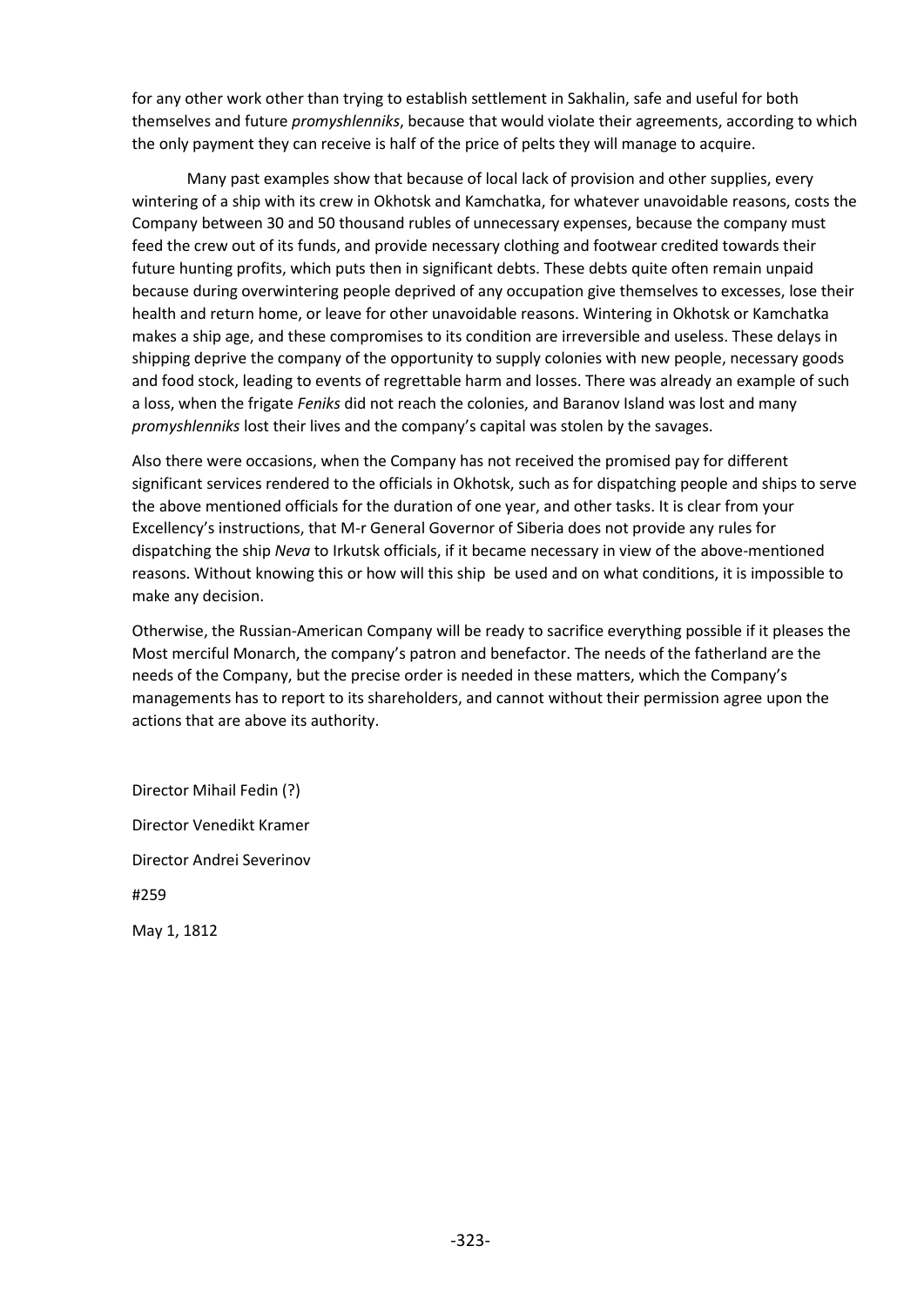for any other work other than trying to establish settlement in Sakhalin, safe and useful for both themselves and future *promyshlenniks*, because that would violate their agreements, according to which the only payment they can receive is half of the price of pelts they will manage to acquire.

Many past examples show that because of local lack of provision and other supplies, every wintering of a ship with its crew in Okhotsk and Kamchatka, for whatever unavoidable reasons, costs the Company between 30 and 50 thousand rubles of unnecessary expenses, because the company must feed the crew out of its funds, and provide necessary clothing and footwear credited towards their future hunting profits, which puts then in significant debts. These debts quite often remain unpaid because during overwintering people deprived of any occupation give themselves to excesses, lose their health and return home, or leave for other unavoidable reasons. Wintering in Okhotsk or Kamchatka makes a ship age, and these compromises to its condition are irreversible and useless. These delays in shipping deprive the company of the opportunity to supply colonies with new people, necessary goods and food stock, leading to events of regrettable harm and losses. There was already an example of such a loss, when the frigate *Feniks* did not reach the colonies, and Baranov Island was lost and many *promyshlenniks* lost their lives and the company's capital was stolen by the savages.

Also there were occasions, when the Company has not received the promised pay for different significant services rendered to the officials in Okhotsk, such as for dispatching people and ships to serve the above mentioned officials for the duration of one year, and other tasks. It is clear from your Excellency's instructions, that M-r General Governor of Siberia does not provide any rules for dispatching the ship *Neva* to Irkutsk officials, if it became necessary in view of the above-mentioned reasons. Without knowing this or how will this ship be used and on what conditions, it is impossible to make any decision.

Otherwise, the Russian-American Company will be ready to sacrifice everything possible if it pleases the Most merciful Monarch, the company's patron and benefactor. The needs of the fatherland are the needs of the Company, but the precise order is needed in these matters, which the Company's managements has to report to its shareholders, and cannot without their permission agree upon the actions that are above its authority.

Director Mihail Fedin (?)

Director Venedikt Kramer

Director Andrei Severinov

#259

May 1, 1812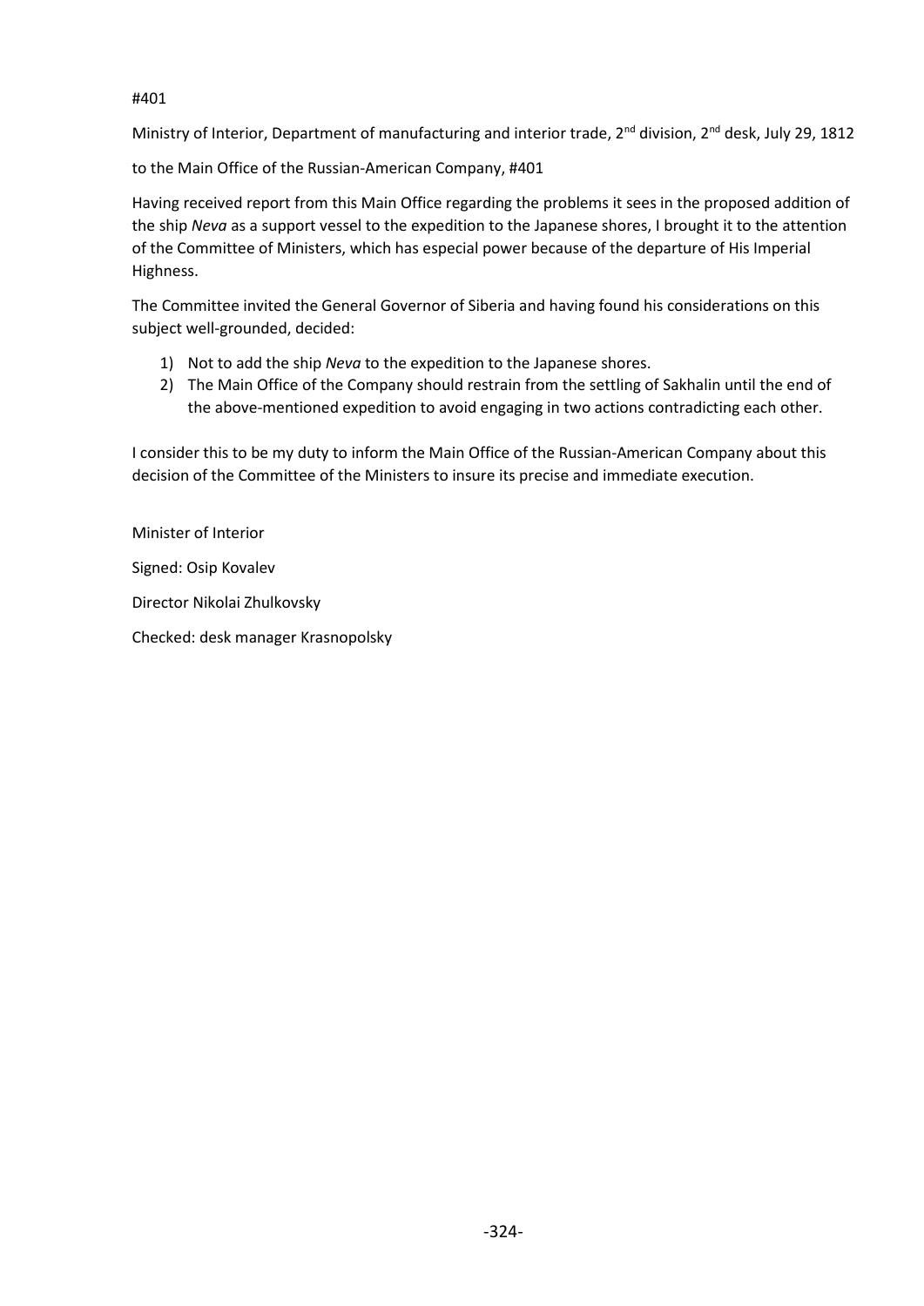#401

Ministry of Interior, Department of manufacturing and interior trade, 2nd division, 2nd desk, July 29, 1812

to the Main Office of the Russian-American Company, #401

Having received report from this Main Office regarding the problems it sees in the proposed addition of the ship *Neva* as a support vessel to the expedition to the Japanese shores, I brought it to the attention of the Committee of Ministers, which has especial power because of the departure of His Imperial Highness.

The Committee invited the General Governor of Siberia and having found his considerations on this subject well-grounded, decided:

1) Not to add the ship *Neva* to the expedition to the Japanese shores.
2) The Main Office of the Company should restrain from the settling of Sakhalin until the end of the above-mentioned expedition to avoid engaging in two actions contradicting each other.

I consider this to be my duty to inform the Main Office of the Russian-American Company about this decision of the Committee of the Ministers to insure its precise and immediate execution.

Minister of Interior

Signed: Osip Kovalev

Director Nikolai Zhulkovsky

Checked: desk manager Krasnopolsky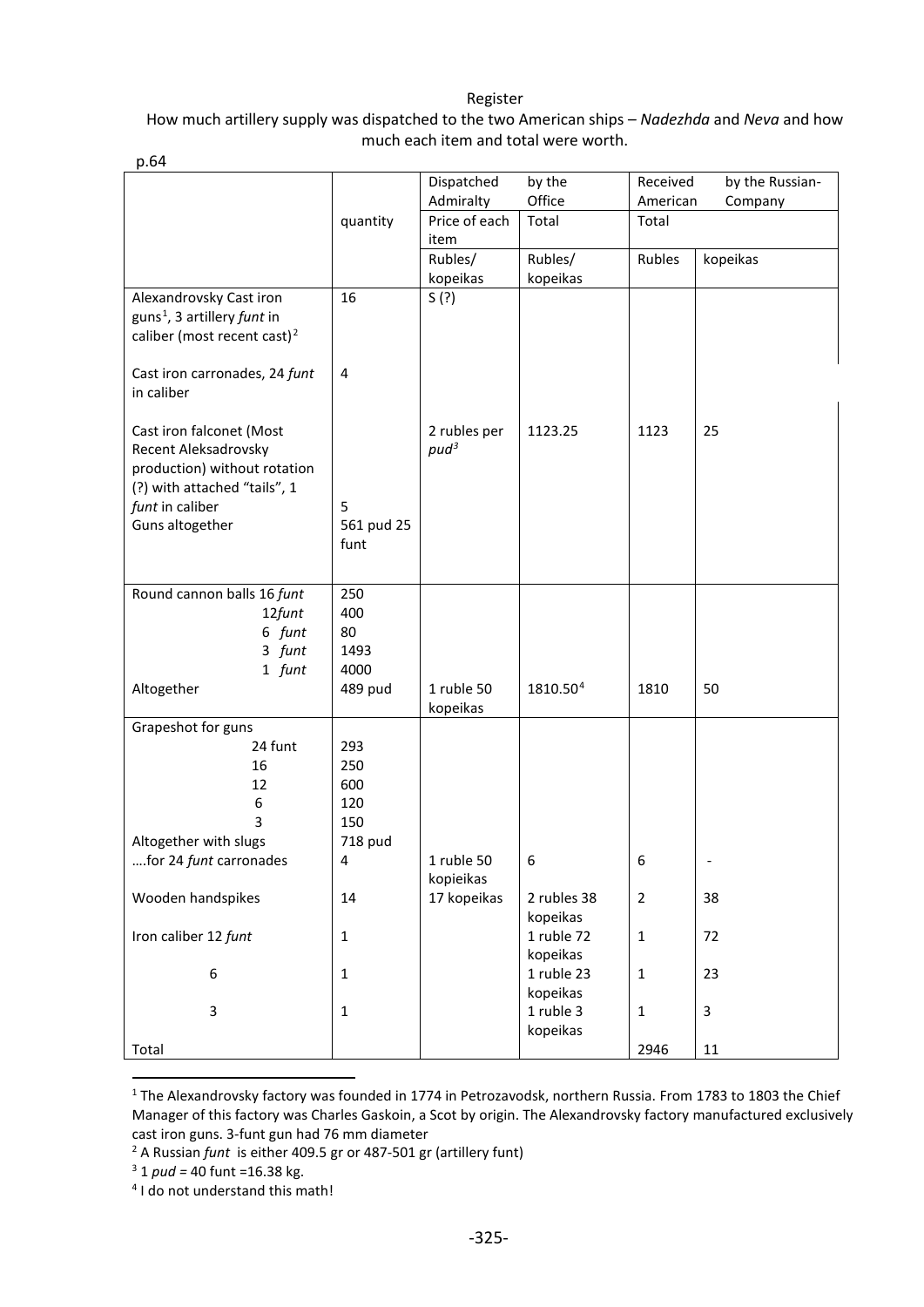Register

How much artillery supply was dispatched to the two American ships – *Nadezhda* and *Neva* and how much each item and total were worth.

p.64

| | quantity | Dispatched by the Admiralty Office | | Received by the Russian-American Company | |
|---|---|---|---|---|---|
| | | Price of each item | Total | Total | |
| | | Rubles/ kopeikas | Rubles/ kopeikas | Rubles | kopeikas |
| Alexandrovsky Cast iron guns[1], 3 artillery *funt* in caliber (most recent cast)[2] | 16 | S (?) | | | |
| Cast iron carronades, 24 *funt* in caliber | 4 | | | | |
| Cast iron falconet (Most Recent Aleksadrovsky production) without rotation (?) with attached "tails", 1 *funt* in caliber | 5 | 2 rubles per *pud*[3] | 1123.25 | 1123 | 25 |
| Guns altogether | 561 pud 25 funt | | | | |
| Round cannon balls 16 *funt* | 250 | | | | |
| 12*funt* | 400 | | | | |
| 6 *funt* | 80 | | | | |
| 3 *funt* | 1493 | | | | |
| 1 *funt* | 4000 | | | | |
| Altogether | 489 pud | 1 ruble 50 kopeikas | 1810.50[4] | 1810 | 50 |
| Grapeshot for guns | | | | | |
| 24 funt | 293 | | | | |
| 16 | 250 | | | | |
| 12 | 600 | | | | |
| 6 | 120 | | | | |
| 3 | 150 | | | | |
| Altogether with slugs | 718 pud | | | | |
| ….for 24 *funt* carronades | 4 | 1 ruble 50 kopieikas | 6 | 6 | - |
| Wooden handspikes | 14 | 17 kopeikas | 2 rubles 38 kopeikas | 2 | 38 |
| Iron caliber 12 *funt* | 1 | | 1 ruble 72 kopeikas | 1 | 72 |
| 6 | 1 | | 1 ruble 23 kopeikas | 1 | 23 |
| 3 | 1 | | 1 ruble 3 kopeikas | 1 | 3 |
| Total | | | | 2946 | 11 |

[1] The Alexandrovsky factory was founded in 1774 in Petrozavodsk, northern Russia. From 1783 to 1803 the Chief Manager of this factory was Charles Gaskoin, a Scot by origin. The Alexandrovsky factory manufactured exclusively cast iron guns. 3-funt gun had 76 mm diameter

[2] A Russian *funt* is either 409.5 gr or 487-501 gr (artillery funt)

[3] 1 *pud* = 40 funt =16.38 kg.

[4] I do not understand this math!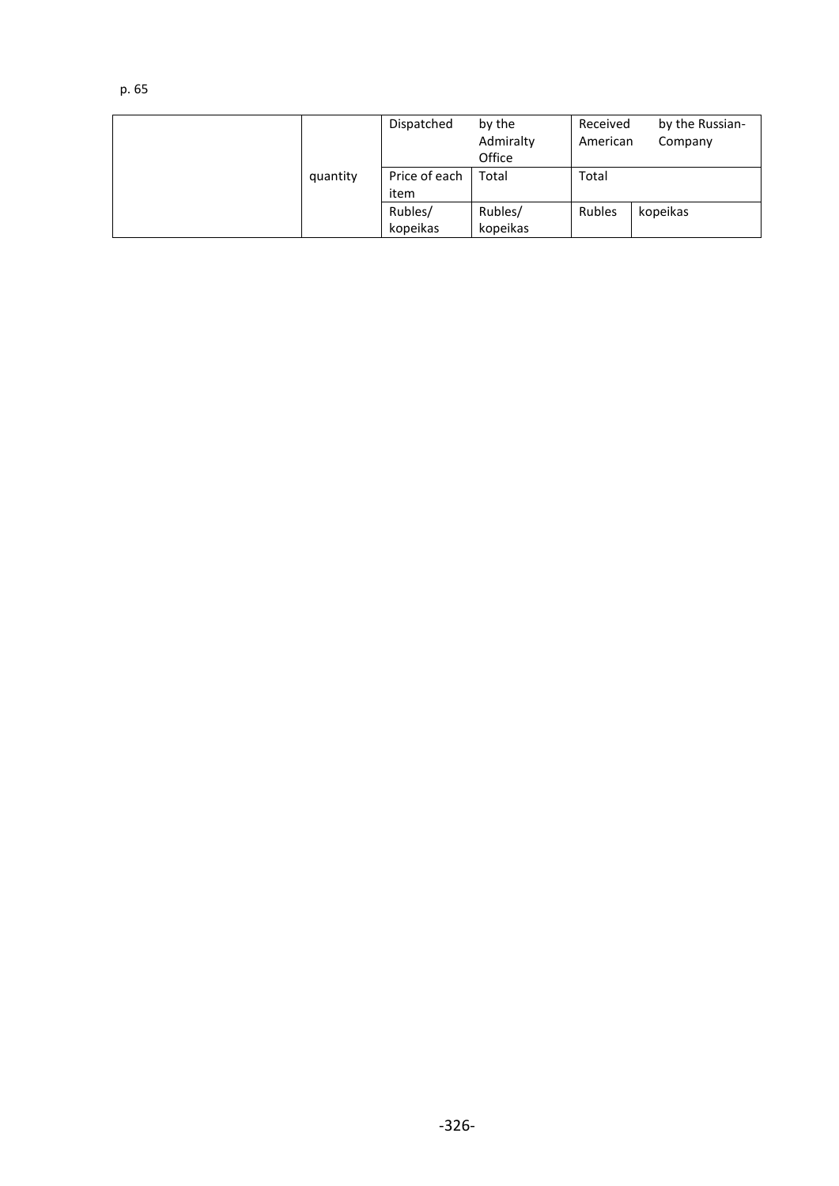p. 65

| | quantity | Dispatched by the Admiralty Office | | Received by the Russian-American Company | |
|---|---|---|---|---|---|
| | | Price of each item | Total | Total | |
| | | Rubles/ kopeikas | Rubles/ kopeikas | Rubles | kopeikas |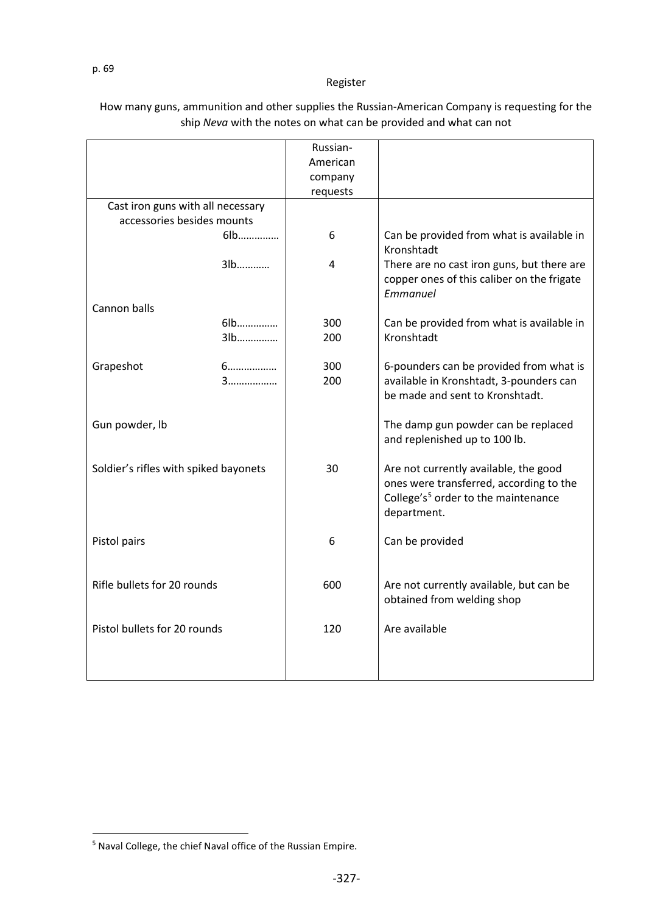p. 69

Register

How many guns, ammunition and other supplies the Russian-American Company is requesting for the ship *Neva* with the notes on what can be provided and what can not

| | Russian-American company requests | |
|---|---|---|
| Cast iron guns with all necessary accessories besides mounts | | |
| 6lb………….. | 6 | Can be provided from what is available in Kronshtadt |
| 3lb……….. | 4 | There are no cast iron guns, but there are copper ones of this caliber on the frigate *Emmanuel* |
| Cannon balls | | |
| 6lb………….. | 300 | Can be provided from what is available in Kronshtadt |
| 3lb………….. | 200 | |
| Grapeshot 6……………… | 300 | 6-pounders can be provided from what is available in Kronshtadt, 3-pounders can be made and sent to Kronshtadt. |
| 3……………… | 200 | |
| Gun powder, lb | | The damp gun powder can be replaced and replenished up to 100 lb. |
| Soldier's rifles with spiked bayonets | 30 | Are not currently available, the good ones were transferred, according to the College's[5] order to the maintenance department. |
| Pistol pairs | 6 | Can be provided |
| Rifle bullets for 20 rounds | 600 | Are not currently available, but can be obtained from welding shop |
| Pistol bullets for 20 rounds | 120 | Are available |

[5] Naval College, the chief Naval office of the Russian Empire.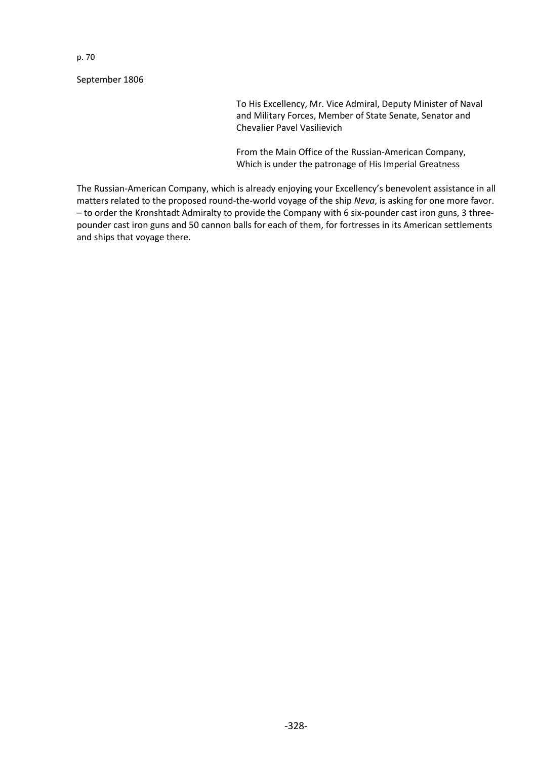p. 70

September 1806

To His Excellency, Mr. Vice Admiral, Deputy Minister of Naval and Military Forces, Member of State Senate, Senator and Chevalier Pavel Vasilievich

From the Main Office of the Russian-American Company, Which is under the patronage of His Imperial Greatness

The Russian-American Company, which is already enjoying your Excellency's benevolent assistance in all matters related to the proposed round-the-world voyage of the ship *Neva*, is asking for one more favor. – to order the Kronshtadt Admiralty to provide the Company with 6 six-pounder cast iron guns, 3 three-pounder cast iron guns and 50 cannon balls for each of them, for fortresses in its American settlements and ships that voyage there.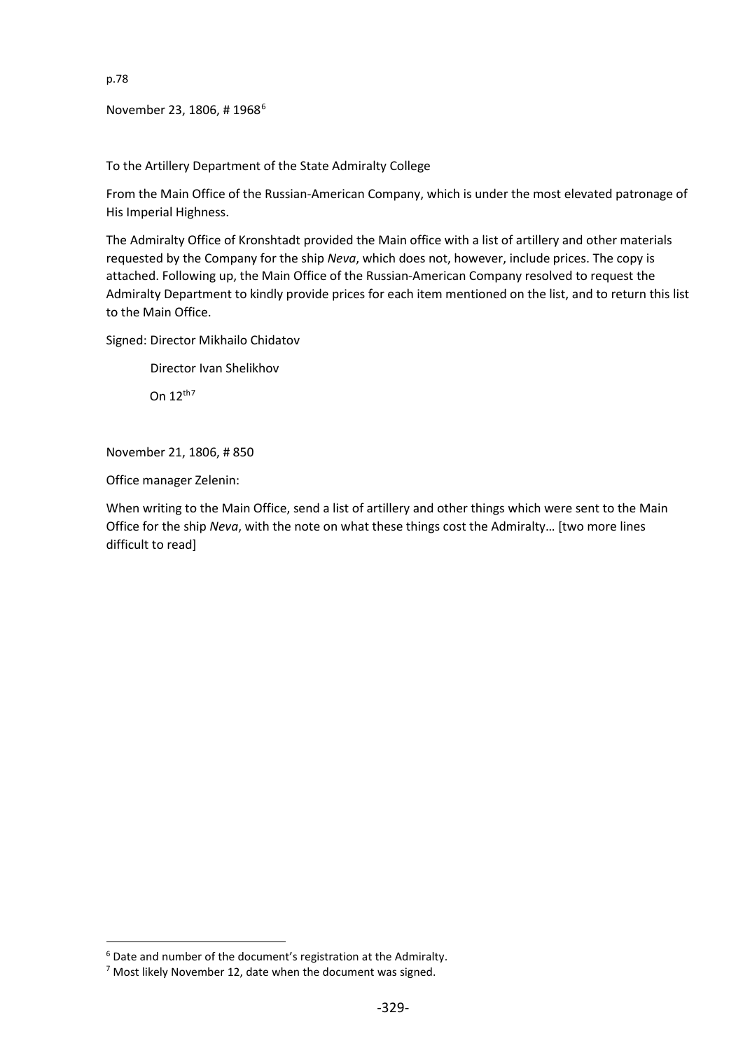p.78

November 23, 1806, # 1968[6]

To the Artillery Department of the State Admiralty College

From the Main Office of the Russian-American Company, which is under the most elevated patronage of His Imperial Highness.

The Admiralty Office of Kronshtadt provided the Main office with a list of artillery and other materials requested by the Company for the ship *Neva*, which does not, however, include prices. The copy is attached. Following up, the Main Office of the Russian-American Company resolved to request the Admiralty Department to kindly provide prices for each item mentioned on the list, and to return this list to the Main Office.

Signed: Director Mikhailo Chidatov

Director Ivan Shelikhov

On 12th[7]

November 21, 1806, # 850

Office manager Zelenin:

When writing to the Main Office, send a list of artillery and other things which were sent to the Main Office for the ship *Neva*, with the note on what these things cost the Admiralty… [two more lines difficult to read]

[6] Date and number of the document's registration at the Admiralty.

[7] Most likely November 12, date when the document was signed.